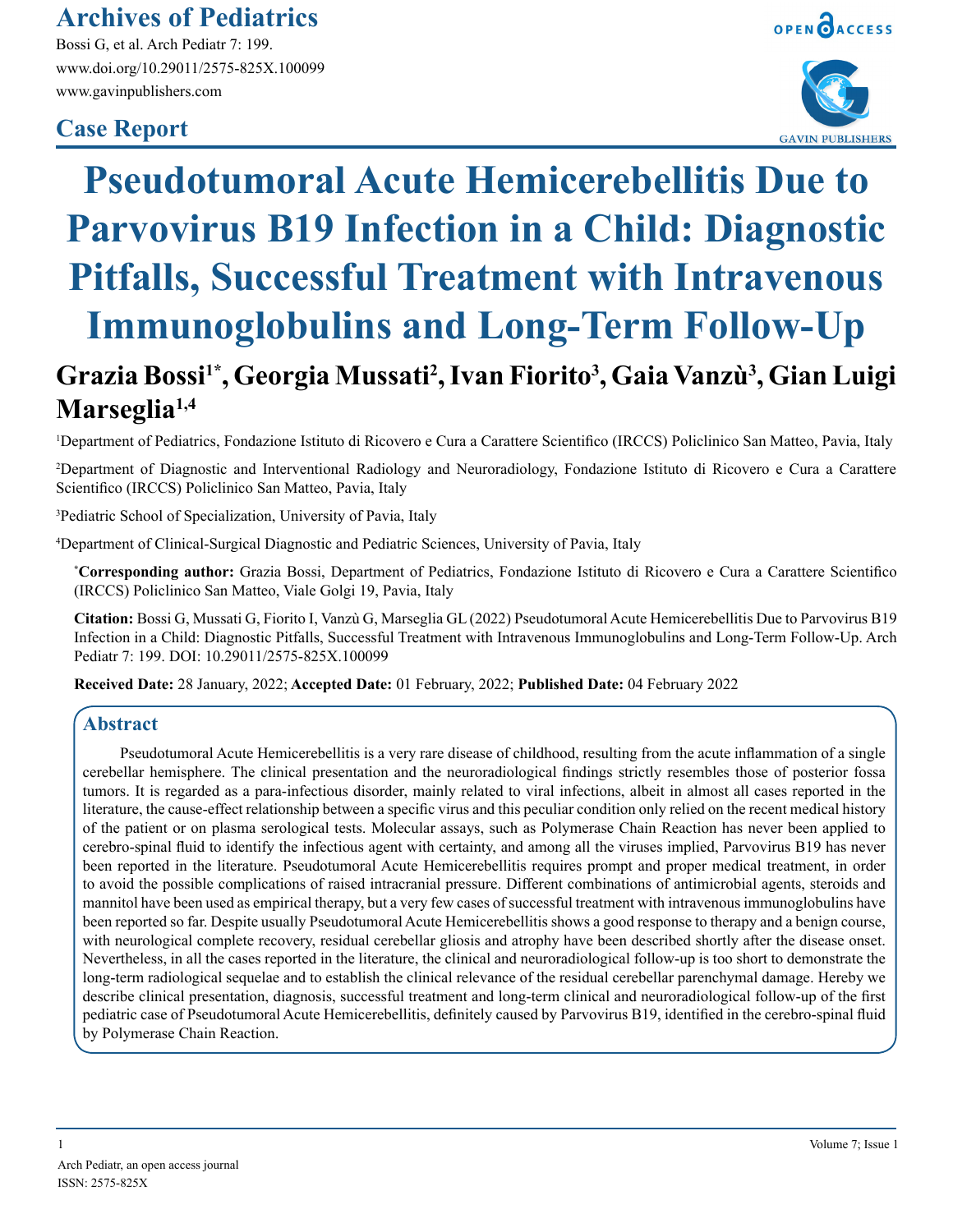Archives of Pediatrics

Bossi G, et al. Arch Pediatr 7: 199.
www.doi.org/10.29011/2575-825X.100099
www.gavinpublishers.com

## Case Report

# Pseudotumoral Acute Hemicerebellitis Due to Parvovirus B19 Infection in a Child: Diagnostic Pitfalls, Successful Treatment with Intravenous Immunoglobulins and Long-Term Follow-Up

**Grazia Bossi[1*], Georgia Mussati[2], Ivan Fiorito[3], Gaia Vanzù[3], Gian Luigi Marseglia[1,4]**

[1]Department of Pediatrics, Fondazione Istituto di Ricovero e Cura a Carattere Scientifico (IRCCS) Policlinico San Matteo, Pavia, Italy

[2]Department of Diagnostic and Interventional Radiology and Neuroradiology, Fondazione Istituto di Ricovero e Cura a Carattere Scientifico (IRCCS) Policlinico San Matteo, Pavia, Italy

[3]Pediatric School of Specialization, University of Pavia, Italy

[4]Department of Clinical-Surgical Diagnostic and Pediatric Sciences, University of Pavia, Italy

[*]**Corresponding author:** Grazia Bossi, Department of Pediatrics, Fondazione Istituto di Ricovero e Cura a Carattere Scientifico (IRCCS) Policlinico San Matteo, Viale Golgi 19, Pavia, Italy

**Citation:** Bossi G, Mussati G, Fiorito I, Vanzù G, Marseglia GL (2022) Pseudotumoral Acute Hemicerebellitis Due to Parvovirus B19 Infection in a Child: Diagnostic Pitfalls, Successful Treatment with Intravenous Immunoglobulins and Long-Term Follow-Up. Arch Pediatr 7: 199. DOI: 10.29011/2575-825X.100099

**Received Date:** 28 January, 2022; **Accepted Date:** 01 February, 2022; **Published Date:** 04 February 2022

## Abstract

Pseudotumoral Acute Hemicerebellitis is a very rare disease of childhood, resulting from the acute inflammation of a single cerebellar hemisphere. The clinical presentation and the neuroradiological findings strictly resembles those of posterior fossa tumors. It is regarded as a para-infectious disorder, mainly related to viral infections, albeit in almost all cases reported in the literature, the cause-effect relationship between a specific virus and this peculiar condition only relied on the recent medical history of the patient or on plasma serological tests. Molecular assays, such as Polymerase Chain Reaction has never been applied to cerebro-spinal fluid to identify the infectious agent with certainty, and among all the viruses implied, Parvovirus B19 has never been reported in the literature. Pseudotumoral Acute Hemicerebellitis requires prompt and proper medical treatment, in order to avoid the possible complications of raised intracranial pressure. Different combinations of antimicrobial agents, steroids and mannitol have been used as empirical therapy, but a very few cases of successful treatment with intravenous immunoglobulins have been reported so far. Despite usually Pseudotumoral Acute Hemicerebellitis shows a good response to therapy and a benign course, with neurological complete recovery, residual cerebellar gliosis and atrophy have been described shortly after the disease onset. Nevertheless, in all the cases reported in the literature, the clinical and neuroradiological follow-up is too short to demonstrate the long-term radiological sequelae and to establish the clinical relevance of the residual cerebellar parenchymal damage. Hereby we describe clinical presentation, diagnosis, successful treatment and long-term clinical and neuroradiological follow-up of the first pediatric case of Pseudotumoral Acute Hemicerebellitis, definitely caused by Parvovirus B19, identified in the cerebro-spinal fluid by Polymerase Chain Reaction.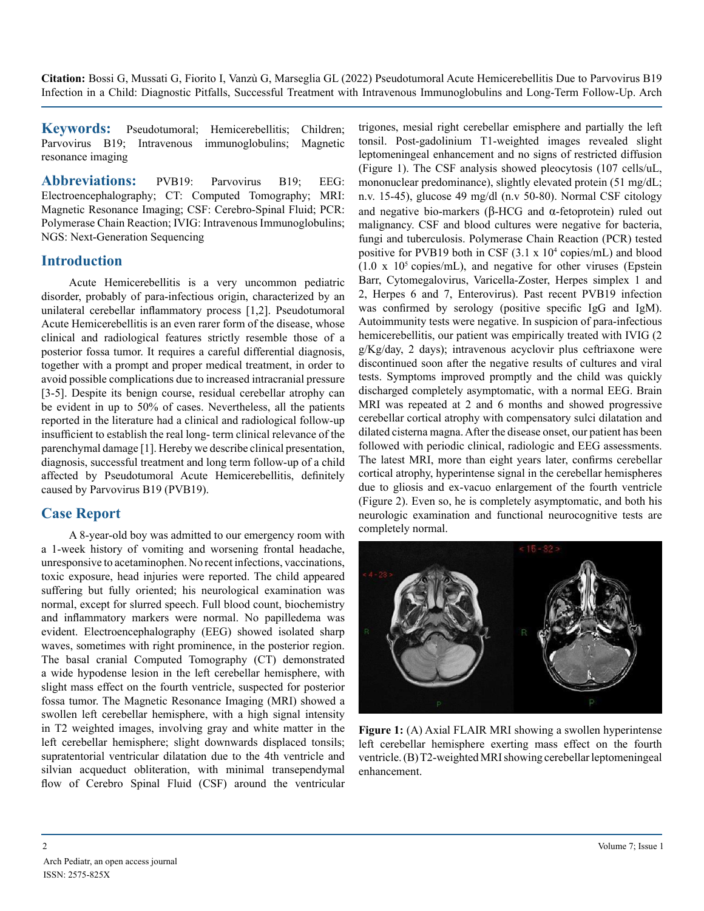**Citation:** Bossi G, Mussati G, Fiorito I, Vanzù G, Marseglia GL (2022) Pseudotumoral Acute Hemicerebellitis Due to Parvovirus B19 Infection in a Child: Diagnostic Pitfalls, Successful Treatment with Intravenous Immunoglobulins and Long-Term Follow-Up. Arch

**Keywords:** Pseudotumoral; Hemicerebellitis; Children; Parvovirus B19; Intravenous immunoglobulins; Magnetic resonance imaging

**Abbreviations:** PVB19: Parvovirus B19; EEG: Electroencephalography; CT: Computed Tomography; MRI: Magnetic Resonance Imaging; CSF: Cerebro-Spinal Fluid; PCR: Polymerase Chain Reaction; IVIG: Intravenous Immunoglobulins; NGS: Next-Generation Sequencing

## Introduction

Acute Hemicerebellitis is a very uncommon pediatric disorder, probably of para-infectious origin, characterized by an unilateral cerebellar inflammatory process [1,2]. Pseudotumoral Acute Hemicerebellitis is an even rarer form of the disease, whose clinical and radiological features strictly resemble those of a posterior fossa tumor. It requires a careful differential diagnosis, together with a prompt and proper medical treatment, in order to avoid possible complications due to increased intracranial pressure [3-5]. Despite its benign course, residual cerebellar atrophy can be evident in up to 50% of cases. Nevertheless, all the patients reported in the literature had a clinical and radiological follow-up insufficient to establish the real long- term clinical relevance of the parenchymal damage [1]. Hereby we describe clinical presentation, diagnosis, successful treatment and long term follow-up of a child affected by Pseudotumoral Acute Hemicerebellitis, definitely caused by Parvovirus B19 (PVB19).

## Case Report

A 8-year-old boy was admitted to our emergency room with a 1-week history of vomiting and worsening frontal headache, unresponsive to acetaminophen. No recent infections, vaccinations, toxic exposure, head injuries were reported. The child appeared suffering but fully oriented; his neurological examination was normal, except for slurred speech. Full blood count, biochemistry and inflammatory markers were normal. No papilledema was evident. Electroencephalography (EEG) showed isolated sharp waves, sometimes with right prominence, in the posterior region. The basal cranial Computed Tomography (CT) demonstrated a wide hypodense lesion in the left cerebellar hemisphere, with slight mass effect on the fourth ventricle, suspected for posterior fossa tumor. The Magnetic Resonance Imaging (MRI) showed a swollen left cerebellar hemisphere, with a high signal intensity in T2 weighted images, involving gray and white matter in the left cerebellar hemisphere; slight downwards displaced tonsils; supratentorial ventricular dilatation due to the 4th ventricle and silvian acqueduct obliteration, with minimal transependymal flow of Cerebro Spinal Fluid (CSF) around the ventricular trigones, mesial right cerebellar emisphere and partially the left tonsil. Post-gadolinium T1-weighted images revealed slight leptomeningeal enhancement and no signs of restricted diffusion (Figure 1). The CSF analysis showed pleocytosis (107 cells/uL, mononuclear predominance), slightly elevated protein (51 mg/dL; n.v. 15-45), glucose 49 mg/dl (n.v 50-80). Normal CSF citology and negative bio-markers (β-HCG and α-fetoprotein) ruled out malignancy. CSF and blood cultures were negative for bacteria, fungi and tuberculosis. Polymerase Chain Reaction (PCR) tested positive for PVB19 both in CSF ($3.1 \times 10^4$ copies/mL) and blood ($1.0 \times 10^5$ copies/mL), and negative for other viruses (Epstein Barr, Cytomegalovirus, Varicella-Zoster, Herpes simplex 1 and 2, Herpes 6 and 7, Enterovirus). Past recent PVB19 infection was confirmed by serology (positive specific IgG and IgM). Autoimmunity tests were negative. In suspicion of para-infectious hemicerebellitis, our patient was empirically treated with IVIG (2 g/Kg/day, 2 days); intravenous acyclovir plus ceftriaxone were discontinued soon after the negative results of cultures and viral tests. Symptoms improved promptly and the child was quickly discharged completely asymptomatic, with a normal EEG. Brain MRI was repeated at 2 and 6 months and showed progressive cerebellar cortical atrophy with compensatory sulci dilatation and dilated cisterna magna. After the disease onset, our patient has been followed with periodic clinical, radiologic and EEG assessments. The latest MRI, more than eight years later, confirms cerebellar cortical atrophy, hyperintense signal in the cerebellar hemispheres due to gliosis and ex-vacuo enlargement of the fourth ventricle (Figure 2). Even so, he is completely asymptomatic, and both his neurologic examination and functional neurocognitive tests are completely normal.

**Figure 1:** (A) Axial FLAIR MRI showing a swollen hyperintense left cerebellar hemisphere exerting mass effect on the fourth ventricle. (B) T2-weighted MRI showing cerebellar leptomeningeal enhancement.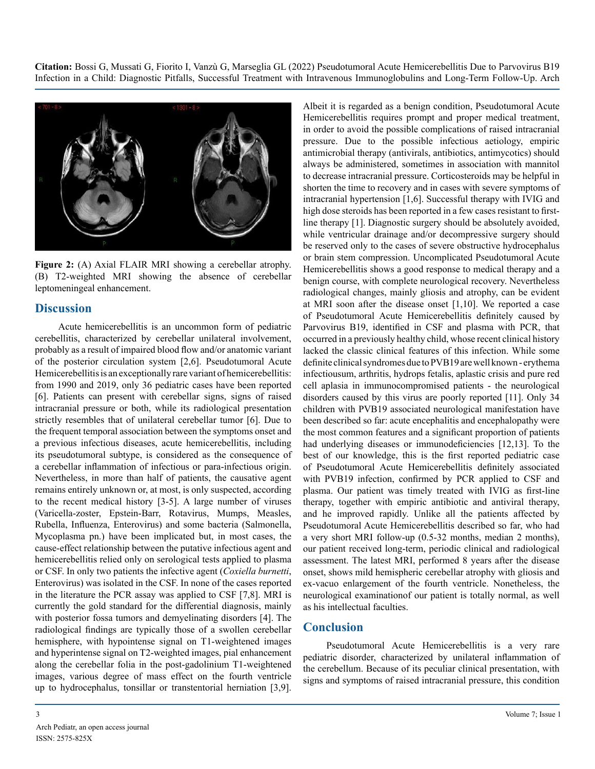**Figure 2:** (A) Axial FLAIR MRI showing a cerebellar atrophy. (B) T2-weighted MRI showing the absence of cerebellar leptomeningeal enhancement.

## Discussion

Acute hemicerebellitis is an uncommon form of pediatric cerebellitis, characterized by cerebellar unilateral involvement, probably as a result of impaired blood flow and/or anatomic variant of the posterior circulation system [2,6]. Pseudotumoral Acute Hemicerebellitis is an exceptionally rare variant of hemicerebellitis: from 1990 and 2019, only 36 pediatric cases have been reported [6]. Patients can present with cerebellar signs, signs of raised intracranial pressure or both, while its radiological presentation strictly resembles that of unilateral cerebellar tumor [6]. Due to the frequent temporal association between the symptoms onset and a previous infectious diseases, acute hemicerebellitis, including its pseudotumoral subtype, is considered as the consequence of a cerebellar inflammation of infectious or para-infectious origin. Nevertheless, in more than half of patients, the causative agent remains entirely unknown or, at most, is only suspected, according to the recent medical history [3-5]. A large number of viruses (Varicella-zoster, Epstein-Barr, Rotavirus, Mumps, Measles, Rubella, Influenza, Enterovirus) and some bacteria (Salmonella, Mycoplasma pn.) have been implicated but, in most cases, the cause-effect relationship between the putative infectious agent and hemicerebellitis relied only on serological tests applied to plasma or CSF. In only two patients the infective agent (*Coxiella burnetti*, Enterovirus) was isolated in the CSF. In none of the cases reported in the literature the PCR assay was applied to CSF [7,8]. MRI is currently the gold standard for the differential diagnosis, mainly with posterior fossa tumors and demyelinating disorders [4]. The radiological findings are typically those of a swollen cerebellar hemisphere, with hypointense signal on T1-weightened images and hyperintense signal on T2-weighted images, pial enhancement along the cerebellar folia in the post-gadolinium T1-weightened images, various degree of mass effect on the fourth ventricle up to hydrocephalus, tonsillar or transtentorial herniation [3,9]. Albeit it is regarded as a benign condition, Pseudotumoral Acute Hemicerebellitis requires prompt and proper medical treatment, in order to avoid the possible complications of raised intracranial pressure. Due to the possible infectious aetiology, empiric antimicrobial therapy (antivirals, antibiotics, antimycotics) should always be administered, sometimes in association with mannitol to decrease intracranial pressure. Corticosteroids may be helpful in shorten the time to recovery and in cases with severe symptoms of intracranial hypertension [1,6]. Successful therapy with IVIG and high dose steroids has been reported in a few cases resistant to first-line therapy [1]. Diagnostic surgery should be absolutely avoided, while ventricular drainage and/or decompressive surgery should be reserved only to the cases of severe obstructive hydrocephalus or brain stem compression. Uncomplicated Pseudotumoral Acute Hemicerebellitis shows a good response to medical therapy and a benign course, with complete neurological recovery. Nevertheless radiological changes, mainly gliosis and atrophy, can be evident at MRI soon after the disease onset [1,10]. We reported a case of Pseudotumoral Acute Hemicerebellitis definitely caused by Parvovirus B19, identified in CSF and plasma with PCR, that occurred in a previously healthy child, whose recent clinical history lacked the classic clinical features of this infection. While some definite clinical syndromes due to PVB19 are well known - erythema infectiousum, arthritis, hydrops fetalis, aplastic crisis and pure red cell aplasia in immunocompromised patients - the neurological disorders caused by this virus are poorly reported [11]. Only 34 children with PVB19 associated neurological manifestation have been described so far: acute encephalitis and encephalopathy were the most common features and a significant proportion of patients had underlying diseases or immunodeficiencies [12,13]. To the best of our knowledge, this is the first reported pediatric case of Pseudotumoral Acute Hemicerebellitis definitely associated with PVB19 infection, confirmed by PCR applied to CSF and plasma. Our patient was timely treated with IVIG as first-line therapy, together with empiric antibiotic and antiviral therapy, and he improved rapidly. Unlike all the patients affected by Pseudotumoral Acute Hemicerebellitis described so far, who had a very short MRI follow-up (0.5-32 months, median 2 months), our patient received long-term, periodic clinical and radiological assessment. The latest MRI, performed 8 years after the disease onset, shows mild hemispheric cerebellar atrophy with gliosis and ex-vacuo enlargement of the fourth ventricle. Nonetheless, the neurological examinationof our patient is totally normal, as well as his intellectual faculties.

## Conclusion

Pseudotumoral Acute Hemicerebellitis is a very rare pediatric disorder, characterized by unilateral inflammation of the cerebellum. Because of its peculiar clinical presentation, with signs and symptoms of raised intracranial pressure, this condition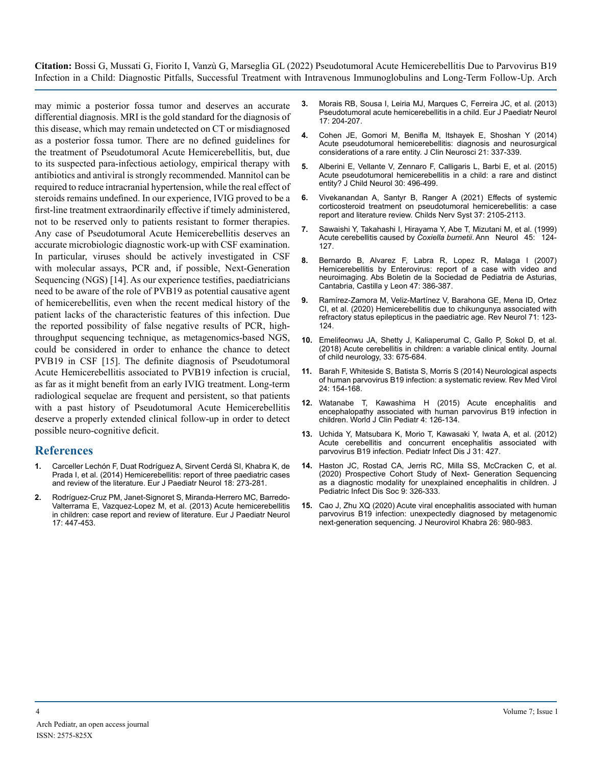may mimic a posterior fossa tumor and deserves an accurate differential diagnosis. MRI is the gold standard for the diagnosis of this disease, which may remain undetected on CT or misdiagnosed as a posterior fossa tumor. There are no defined guidelines for the treatment of Pseudotumoral Acute Hemicerebellitis, but, due to its suspected para-infectious aetiology, empirical therapy with antibiotics and antiviral is strongly recommended. Mannitol can be required to reduce intracranial hypertension, while the real effect of steroids remains undefined. In our experience, IVIG proved to be a first-line treatment extraordinarily effective if timely administered, not to be reserved only to patients resistant to former therapies. Any case of Pseudotumoral Acute Hemicerebellitis deserves an accurate microbiologic diagnostic work-up with CSF examination. In particular, viruses should be actively investigated in CSF with molecular assays, PCR and, if possible, Next-Generation Sequencing (NGS) [14]. As our experience testifies, paediatricians need to be aware of the role of PVB19 as potential causative agent of hemicerebellitis, even when the recent medical history of the patient lacks of the characteristic features of this infection. Due the reported possibility of false negative results of PCR, high-throughput sequencing technique, as metagenomics-based NGS, could be considered in order to enhance the chance to detect PVB19 in CSF [15]. The definite diagnosis of Pseudotumoral Acute Hemicerebellitis associated to PVB19 infection is crucial, as far as it might benefit from an early IVIG treatment. Long-term radiological sequelae are frequent and persistent, so that patients with a past history of Pseudotumoral Acute Hemicerebellitis deserve a properly extended clinical follow-up in order to detect possible neuro-cognitive deficit.

## References

1. Carceller Lechón F, Duat Rodríguez A, Sirvent Cerdá SI, Khabra K, de Prada I, et al. (2014) Hemicerebellitis: report of three paediatric cases and review of the literature. Eur J Paediatr Neurol 18: 273-281.
2. Rodríguez-Cruz PM, Janet-Signoret S, Miranda-Herrero MC, Barredo-Valterrama E, Vazquez-Lopez M, et al. (2013) Acute hemicerebellitis in children: case report and review of literature. Eur J Paediatr Neurol 17: 447-453.
3. Morais RB, Sousa I, Leiria MJ, Marques C, Ferreira JC, et al. (2013) Pseudotumoral acute hemicerebellitis in a child. Eur J Paediatr Neurol 17: 204-207.
4. Cohen JE, Gomori M, Benifla M, Itshayek E, Shoshan Y (2014) Acute pseudotumoral hemicerebellitis: diagnosis and neurosurgical considerations of a rare entity. J Clin Neurosci 21: 337-339.
5. Alberini E, Vellante V, Zennaro F, Calligaris L, Barbi E, et al. (2015) Acute pseudotumoral hemicerebellitis in a child: a rare and distinct entity? J Child Neurol 30: 496-499.
6. Vivekanandan A, Santyr B, Ranger A (2021) Effects of systemic corticosteroid treatment on pseudotumoral hemicerebellitis: a case report and literature review. Childs Nerv Syst 37: 2105-2113.
7. Sawaishi Y, Takahashi I, Hirayama Y, Abe T, Mizutani M, et al. (1999) Acute cerebellitis caused by *Coxiella burnetii*. Ann Neurol 45: 124-127.
8. Bernardo B, Alvarez F, Labra R, Lopez R, Malaga I (2007) Hemicerebellitis by Enterovirus: report of a case with video and neuroimaging. Abs Boletin de la Sociedad de Pediatria de Asturias, Cantabria, Castilla y Leon 47: 386-387.
9. Ramírez-Zamora M, Veliz-Martínez V, Barahona GE, Mena ID, Ortez CI, et al. (2020) Hemicerebellitis due to chikungunya associated with refractory status epilepticus in the paediatric age. Rev Neurol 71: 123-124.
10. Emelifeonwu JA, Shetty J, Kaliaperumal C, Gallo P, Sokol D, et al. (2018) Acute cerebellitis in children: a variable clinical entity. Journal of child neurology, 33: 675-684.
11. Barah F, Whiteside S, Batista S, Morris S (2014) Neurological aspects of human parvovirus B19 infection: a systematic review. Rev Med Virol 24: 154-168.
12. Watanabe T, Kawashima H (2015) Acute encephalitis and encephalopathy associated with human parvovirus B19 infection in children. World J Clin Pediatr 4: 126-134.
13. Uchida Y, Matsubara K, Morio T, Kawasaki Y, Iwata A, et al. (2012) Acute cerebellitis and concurrent encephalitis associated with parvovirus B19 infection. Pediatr Infect Dis J 31: 427.
14. Haston JC, Rostad CA, Jerris RC, Milla SS, McCracken C, et al. (2020) Prospective Cohort Study of Next- Generation Sequencing as a diagnostic modality for unexplained encephalitis in children. J Pediatric Infect Dis Soc 9: 326-333.
15. Cao J, Zhu XQ (2020) Acute viral encephalitis associated with human parvovirus B19 infection: unexpectedly diagnosed by metagenomic next-generation sequencing. J Neurovirol Khabra 26: 980-983.